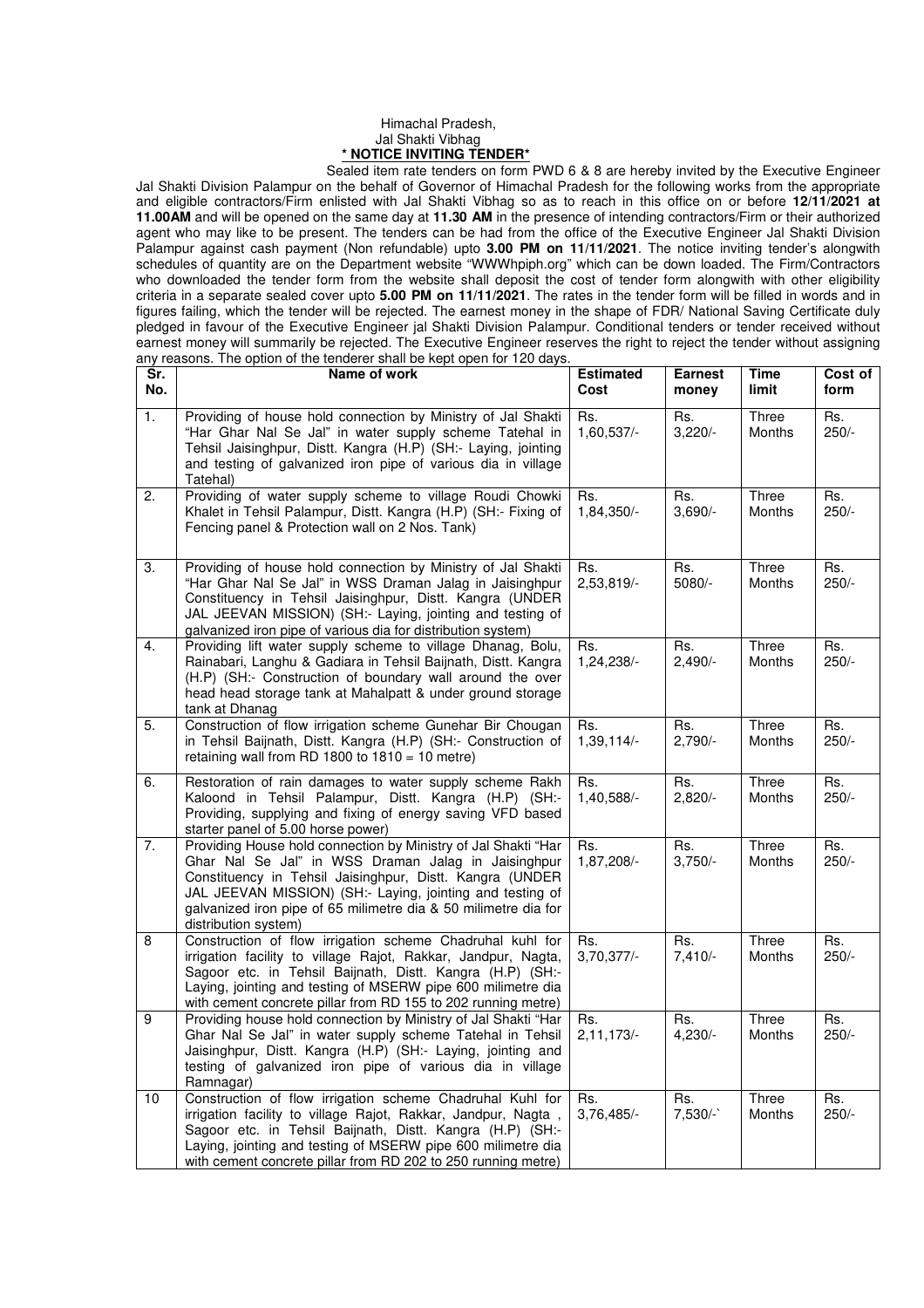Himachal Pradesh,
Jal Shakti Vibhag

**\* NOTICE INVITING TENDER\***

Sealed item rate tenders on form PWD 6 & 8 are hereby invited by the Executive Engineer Jal Shakti Division Palampur on the behalf of Governor of Himachal Pradesh for the following works from the appropriate and eligible contractors/Firm enlisted with Jal Shakti Vibhag so as to reach in this office on or before **12/11/2021 at 11.00AM** and will be opened on the same day at **11.30 AM** in the presence of intending contractors/Firm or their authorized agent who may like to be present. The tenders can be had from the office of the Executive Engineer Jal Shakti Division Palampur against cash payment (Non refundable) upto **3.00 PM on 11/11/2021**. The notice inviting tender's alongwith schedules of quantity are on the Department website "WWWhpiph.org" which can be down loaded. The Firm/Contractors who downloaded the tender form from the website shall deposit the cost of tender form alongwith with other eligibility criteria in a separate sealed cover upto **5.00 PM on 11/11/2021**. The rates in the tender form will be filled in words and in figures failing, which the tender will be rejected. The earnest money in the shape of FDR/ National Saving Certificate duly pledged in favour of the Executive Engineer jal Shakti Division Palampur. Conditional tenders or tender received without earnest money will summarily be rejected. The Executive Engineer reserves the right to reject the tender without assigning any reasons. The option of the tenderer shall be kept open for 120 days.

| Sr. No. | Name of work | Estimated Cost | Earnest money | Time limit | Cost of form |
|---|---|---|---|---|---|
| 1. | Providing of house hold connection by Ministry of Jal Shakti "Har Ghar Nal Se Jal" in water supply scheme Tatehal in Tehsil Jaisinghpur, Distt. Kangra (H.P) (SH:- Laying, jointing and testing of galvanized iron pipe of various dia in village Tatehal) | Rs. 1,60,537/- | Rs. 3,220/- | Three Months | Rs. 250/- |
| 2. | Providing of water supply scheme to village Roudi Chowki Khalet in Tehsil Palampur, Distt. Kangra (H.P) (SH:- Fixing of Fencing panel & Protection wall on 2 Nos. Tank) | Rs. 1,84,350/- | Rs. 3,690/- | Three Months | Rs. 250/- |
| 3. | Providing of house hold connection by Ministry of Jal Shakti "Har Ghar Nal Se Jal" in WSS Draman Jalag in Jaisinghpur Constituency in Tehsil Jaisinghpur, Distt. Kangra (UNDER JAL JEEVAN MISSION) (SH:- Laying, jointing and testing of galvanized iron pipe of various dia for distribution system) | Rs. 2,53,819/- | Rs. 5080/- | Three Months | Rs. 250/- |
| 4. | Providing lift water supply scheme to village Dhanag, Bolu, Rainabari, Langhu & Gadiara in Tehsil Baijnath, Distt. Kangra (H.P) (SH:- Construction of boundary wall around the over head head storage tank at Mahalpatt & under ground storage tank at Dhanag | Rs. 1,24,238/- | Rs. 2,490/- | Three Months | Rs. 250/- |
| 5. | Construction of flow irrigation scheme Gunehar Bir Chougan in Tehsil Baijnath, Distt. Kangra (H.P) (SH:- Construction of retaining wall from RD 1800 to 1810 = 10 metre) | Rs. 1,39,114/- | Rs. 2,790/- | Three Months | Rs. 250/- |
| 6. | Restoration of rain damages to water supply scheme Rakh Kaloond in Tehsil Palampur, Distt. Kangra (H.P) (SH:- Providing, supplying and fixing of energy saving VFD based starter panel of 5.00 horse power) | Rs. 1,40,588/- | Rs. 2,820/- | Three Months | Rs. 250/- |
| 7. | Providing House hold connection by Ministry of Jal Shakti "Har Ghar Nal Se Jal" in WSS Draman Jalag in Jaisinghpur Constituency in Tehsil Jaisinghpur, Distt. Kangra (UNDER JAL JEEVAN MISSION) (SH:- Laying, jointing and testing of galvanized iron pipe of 65 milimetre dia & 50 milimetre dia for distribution system) | Rs. 1,87,208/- | Rs. 3,750/- | Three Months | Rs. 250/- |
| 8 | Construction of flow irrigation scheme Chadruhal kuhl for irrigation facility to village Rajot, Rakkar, Jandpur, Nagta, Sagoor etc. in Tehsil Baijnath, Distt. Kangra (H.P) (SH:- Laying, jointing and testing of MSERW pipe 600 milimetre dia with cement concrete pillar from RD 155 to 202 running metre) | Rs. 3,70,377/- | Rs. 7,410/- | Three Months | Rs. 250/- |
| 9 | Providing house hold connection by Ministry of Jal Shakti "Har Ghar Nal Se Jal" in water supply scheme Tatehal in Tehsil Jaisinghpur, Distt. Kangra (H.P) (SH:- Laying, jointing and testing of galvanized iron pipe of various dia in village Ramnagar) | Rs. 2,11,173/- | Rs. 4,230/- | Three Months | Rs. 250/- |
| 10 | Construction of flow irrigation scheme Chadruhal Kuhl for irrigation facility to village Rajot, Rakkar, Jandpur, Nagta , Sagoor etc. in Tehsil Baijnath, Distt. Kangra (H.P) (SH:- Laying, jointing and testing of MSERW pipe 600 milimetre dia with cement concrete pillar from RD 202 to 250 running metre) | Rs. 3,76,485/- | Rs. 7,530/-` | Three Months | Rs. 250/- |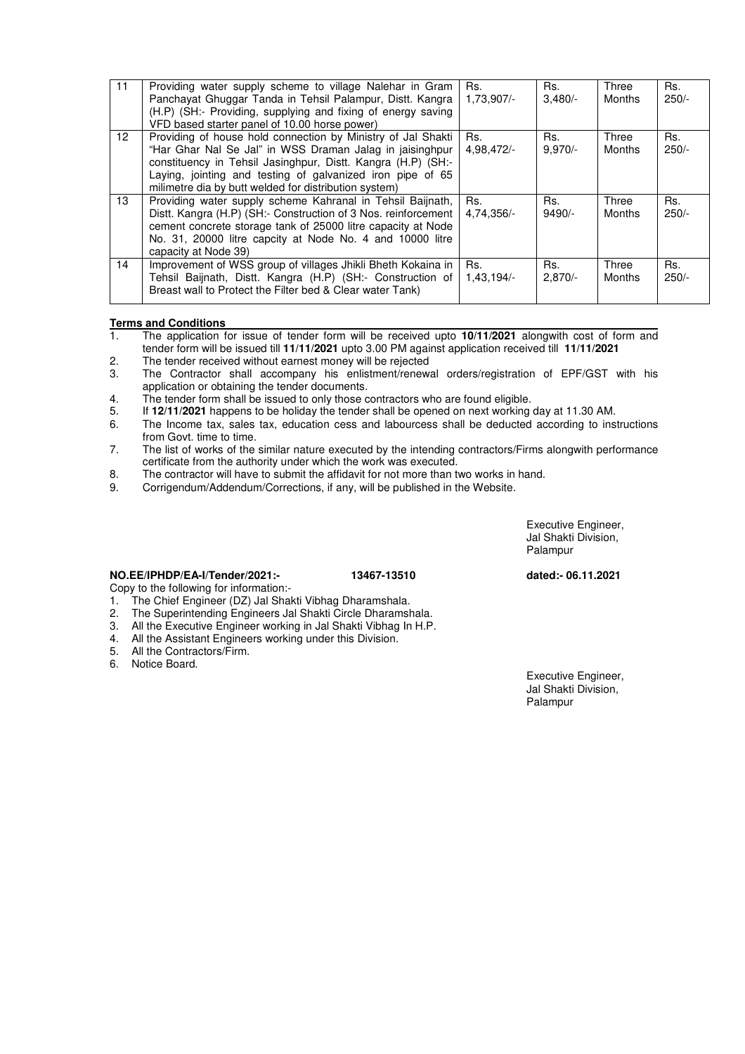| | | | | | |
|---|---|---|---|---|---|
| 11 | Providing water supply scheme to village Nalehar in Gram Panchayat Ghuggar Tanda in Tehsil Palampur, Distt. Kangra (H.P) (SH:- Providing, supplying and fixing of energy saving VFD based starter panel of 10.00 horse power) | Rs. 1,73,907/- | Rs. 3,480/- | Three Months | Rs. 250/- |
| 12 | Providing of house hold connection by Ministry of Jal Shakti "Har Ghar Nal Se Jal" in WSS Draman Jalag in jaisinghpur constituency in Tehsil Jasinghpur, Distt. Kangra (H.P) (SH:- Laying, jointing and testing of galvanized iron pipe of 65 milimetre dia by butt welded for distribution system) | Rs. 4,98,472/- | Rs. 9,970/- | Three Months | Rs. 250/- |
| 13 | Providing water supply scheme Kahranal in Tehsil Baijnath, Distt. Kangra (H.P) (SH:- Construction of 3 Nos. reinforcement cement concrete storage tank of 25000 litre capacity at Node No. 31, 20000 litre capcity at Node No. 4 and 10000 litre capacity at Node 39) | Rs. 4,74,356/- | Rs. 9490/- | Three Months | Rs. 250/- |
| 14 | Improvement of WSS group of villages Jhikli Bheth Kokaina in Tehsil Baijnath, Distt. Kangra (H.P) (SH:- Construction of Breast wall to Protect the Filter bed & Clear water Tank) | Rs. 1,43,194/- | Rs. 2,870/- | Three Months | Rs. 250/- |

**Terms and Conditions**

1. The application for issue of tender form will be received upto **10/11/2021** alongwith cost of form and tender form will be issued till **11/11/2021** upto 3.00 PM against application received till **11/11/2021**
2. The tender received without earnest money will be rejected
3. The Contractor shall accompany his enlistment/renewal orders/registration of EPF/GST with his application or obtaining the tender documents.
4. The tender form shall be issued to only those contractors who are found eligible.
5. If **12/11/2021** happens to be holiday the tender shall be opened on next working day at 11.30 AM.
6. The Income tax, sales tax, education cess and labourcess shall be deducted according to instructions from Govt. time to time.
7. The list of works of the similar nature executed by the intending contractors/Firms alongwith performance certificate from the authority under which the work was executed.
8. The contractor will have to submit the affidavit for not more than two works in hand.
9. Corrigendum/Addendum/Corrections, if any, will be published in the Website.

Executive Engineer,
Jal Shakti Division,
Palampur

**NO.EE/IPHDP/EA-I/Tender/2021:- 13467-13510 dated:- 06.11.2021**

Copy to the following for information:-

1. The Chief Engineer (DZ) Jal Shakti Vibhag Dharamshala.
2. The Superintending Engineers Jal Shakti Circle Dharamshala.
3. All the Executive Engineer working in Jal Shakti Vibhag In H.P.
4. All the Assistant Engineers working under this Division.
5. All the Contractors/Firm.
6. Notice Board.

Executive Engineer,
Jal Shakti Division,
Palampur